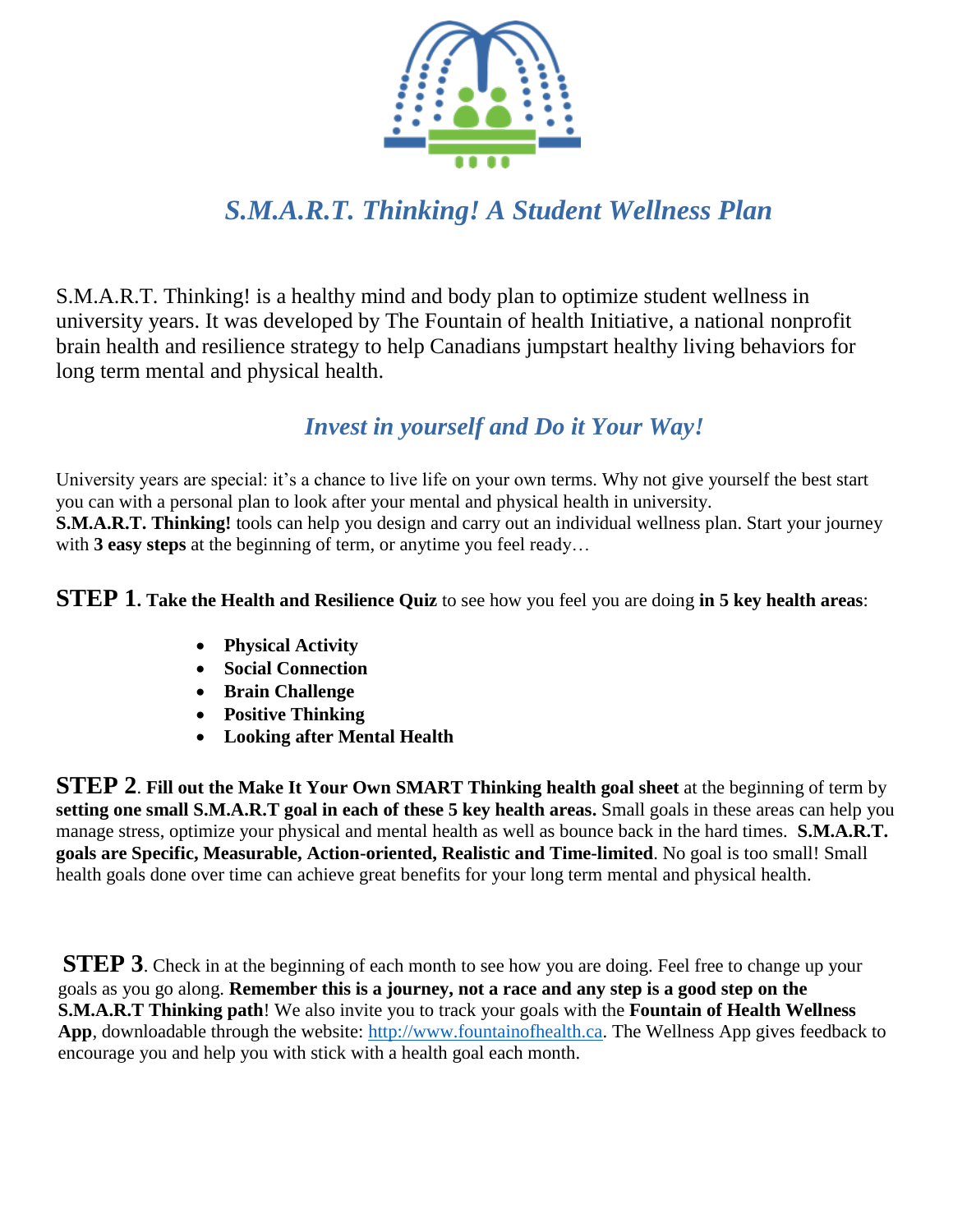# *S.M.A.R.T. Thinking! A Student Wellness Plan*

S.M.A.R.T. Thinking! is a healthy mind and body plan to optimize student wellness in university years. It was developed by The Fountain of health Initiative, a national nonprofit brain health and resilience strategy to help Canadians jumpstart healthy living behaviors for long term mental and physical health.

## *Invest in yourself and Do it Your Way!*

University years are special: it's a chance to live life on your own terms. Why not give yourself the best start you can with a personal plan to look after your mental and physical health in university.
**S.M.A.R.T. Thinking!** tools can help you design and carry out an individual wellness plan. Start your journey with **3 easy steps** at the beginning of term, or anytime you feel ready…

**STEP 1**. **Take the Health and Resilience Quiz** to see how you feel you are doing **in 5 key health areas**:

- **Physical Activity**
- **Social Connection**
- **Brain Challenge**
- **Positive Thinking**
- **Looking after Mental Health**

**STEP 2**. **Fill out the Make It Your Own SMART Thinking health goal sheet** at the beginning of term by **setting one small S.M.A.R.T goal in each of these 5 key health areas.** Small goals in these areas can help you manage stress, optimize your physical and mental health as well as bounce back in the hard times. **S.M.A.R.T. goals are Specific, Measurable, Action-oriented, Realistic and Time-limited**. No goal is too small! Small health goals done over time can achieve great benefits for your long term mental and physical health.

**STEP 3**. Check in at the beginning of each month to see how you are doing. Feel free to change up your goals as you go along. **Remember this is a journey, not a race and any step is a good step on the S.M.A.R.T Thinking path**! We also invite you to track your goals with the **Fountain of Health Wellness App**, downloadable through the website: [http://www.fountainofhealth.ca](http://www.fountainofhealth.ca). The Wellness App gives feedback to encourage you and help you with stick with a health goal each month.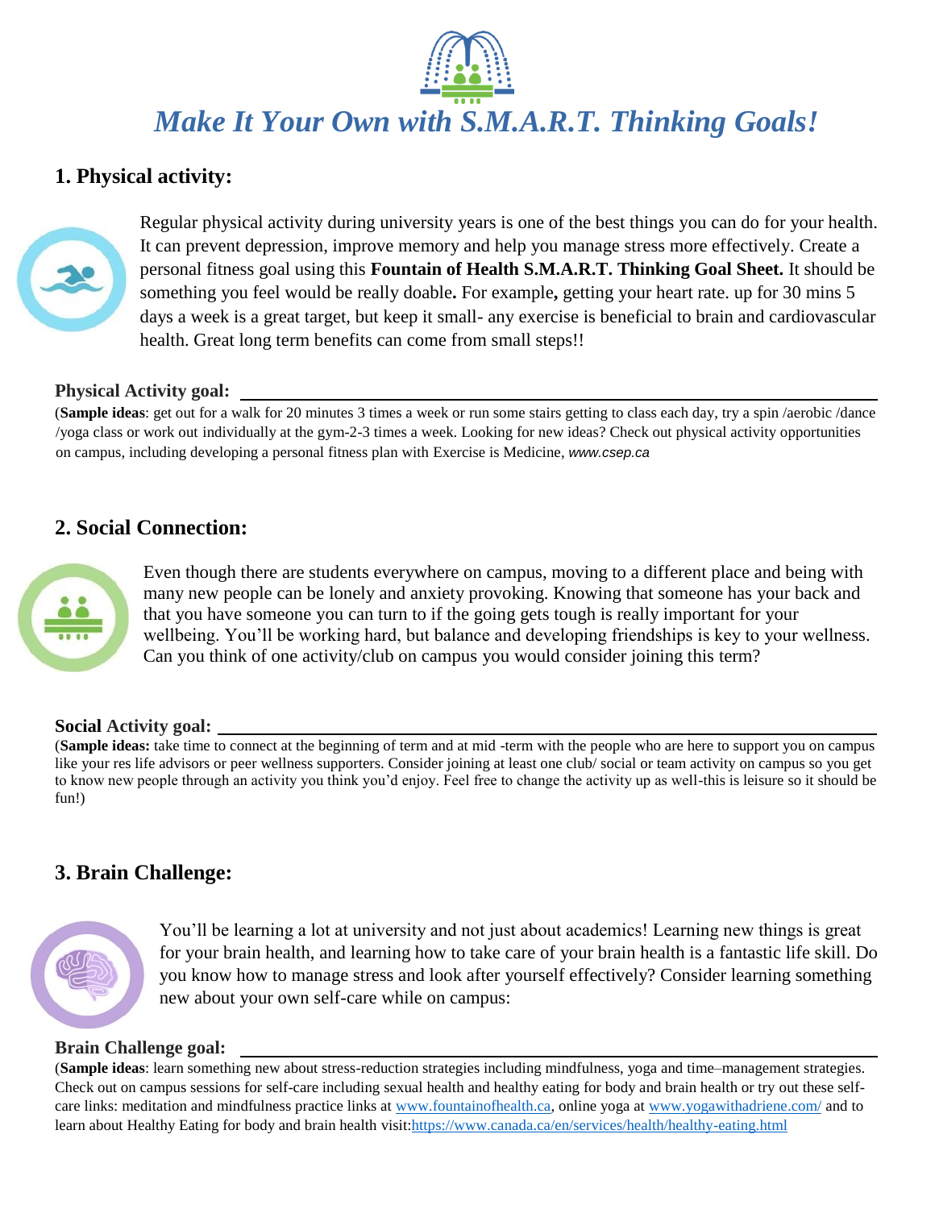# *Make It Your Own with S.M.A.R.T. Thinking Goals!*

## 1. Physical activity:

Regular physical activity during university years is one of the best things you can do for your health. It can prevent depression, improve memory and help you manage stress more effectively. Create a personal fitness goal using this **Fountain of Health S.M.A.R.T. Thinking Goal Sheet.** It should be something you feel would be really doable**.** For example**,** getting your heart rate. up for 30 mins 5 days a week is a great target, but keep it small- any exercise is beneficial to brain and cardiovascular health. Great long term benefits can come from small steps!!

**Physical Activity goal:** ______________________________

(**Sample ideas**: get out for a walk for 20 minutes 3 times a week or run some stairs getting to class each day, try a spin /aerobic /dance /yoga class or work out individually at the gym-2-3 times a week. Looking for new ideas? Check out physical activity opportunities on campus, including developing a personal fitness plan with Exercise is Medicine, *www.csep.ca*

## 2. Social Connection:

Even though there are students everywhere on campus, moving to a different place and being with many new people can be lonely and anxiety provoking. Knowing that someone has your back and that you have someone you can turn to if the going gets tough is really important for your wellbeing. You'll be working hard, but balance and developing friendships is key to your wellness. Can you think of one activity/club on campus you would consider joining this term?

**Social Activity goal:** ______________________________

(**Sample ideas:** take time to connect at the beginning of term and at mid -term with the people who are here to support you on campus like your res life advisors or peer wellness supporters. Consider joining at least one club/ social or team activity on campus so you get to know new people through an activity you think you'd enjoy. Feel free to change the activity up as well-this is leisure so it should be fun!)

## 3. Brain Challenge:

You'll be learning a lot at university and not just about academics! Learning new things is great for your brain health, and learning how to take care of your brain health is a fantastic life skill. Do you know how to manage stress and look after yourself effectively? Consider learning something new about your own self-care while on campus:

**Brain Challenge goal:** ______________________________

(**Sample ideas**: learn something new about stress-reduction strategies including mindfulness, yoga and time–management strategies. Check out on campus sessions for self-care including sexual health and healthy eating for body and brain health or try out these self-care links: meditation and mindfulness practice links at [www.fountainofhealth.ca](www.fountainofhealth.ca), online yoga at [www.yogawithadriene.com/](www.yogawithadriene.com/) and to learn about Healthy Eating for body and brain health visit:[https://www.canada.ca/en/services/health/healthy-eating.html](https://www.canada.ca/en/services/health/healthy-eating.html)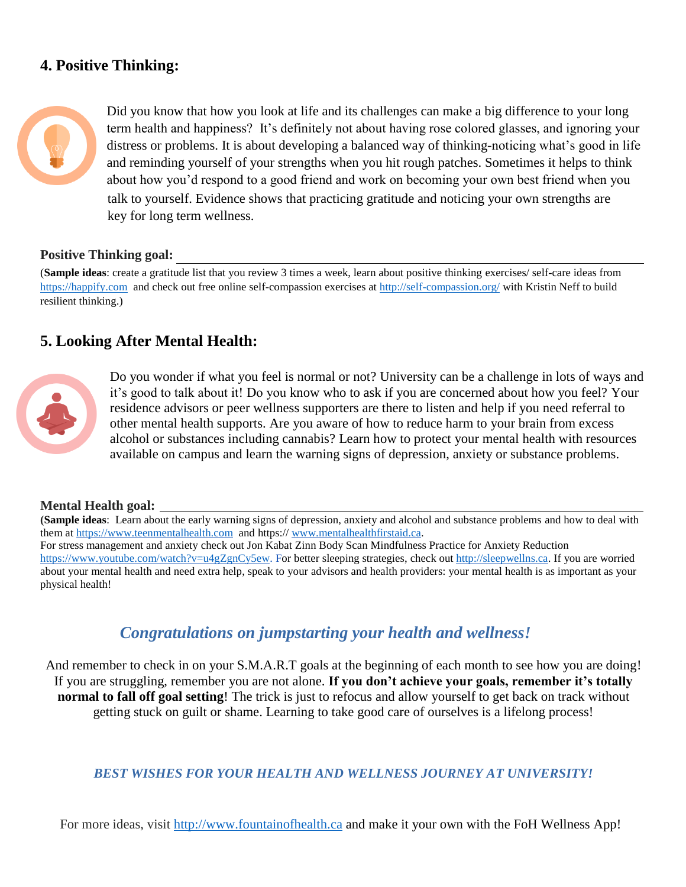## 4. Positive Thinking:

Did you know that how you look at life and its challenges can make a big difference to your long term health and happiness? It's definitely not about having rose colored glasses, and ignoring your distress or problems. It is about developing a balanced way of thinking-noticing what's good in life and reminding yourself of your strengths when you hit rough patches. Sometimes it helps to think about how you'd respond to a good friend and work on becoming your own best friend when you talk to yourself. Evidence shows that practicing gratitude and noticing your own strengths are key for long term wellness.

**Positive Thinking goal:** ______________________________

(**Sample ideas**: create a gratitude list that you review 3 times a week, learn about positive thinking exercises/ self-care ideas from https://happify.com and check out free online self-compassion exercises at http://self-compassion.org/ with Kristin Neff to build resilient thinking.)

## 5. Looking After Mental Health:

Do you wonder if what you feel is normal or not? University can be a challenge in lots of ways and it's good to talk about it! Do you know who to ask if you are concerned about how you feel? Your residence advisors or peer wellness supporters are there to listen and help if you need referral to other mental health supports. Are you aware of how to reduce harm to your brain from excess alcohol or substances including cannabis? Learn how to protect your mental health with resources available on campus and learn the warning signs of depression, anxiety or substance problems.

**Mental Health goal:** ______________________________

**(Sample ideas**: Learn about the early warning signs of depression, anxiety and alcohol and substance problems and how to deal with them at https://www.teenmentalhealth.com and https:// www.mentalhealthfirstaid.ca.
For stress management and anxiety check out Jon Kabat Zinn Body Scan Mindfulness Practice for Anxiety Reduction https://www.youtube.com/watch?v=u4gZgnCy5ew. For better sleeping strategies, check out http://sleepwellns.ca. If you are worried about your mental health and need extra help, speak to your advisors and health providers: your mental health is as important as your physical health!

***Congratulations on jumpstarting your health and wellness!***

And remember to check in on your S.M.A.R.T goals at the beginning of each month to see how you are doing! If you are struggling, remember you are not alone. **If you don't achieve your goals, remember it's totally normal to fall off goal setting**! The trick is just to refocus and allow yourself to get back on track without getting stuck on guilt or shame. Learning to take good care of ourselves is a lifelong process!

***BEST WISHES FOR YOUR HEALTH AND WELLNESS JOURNEY AT UNIVERSITY!***

For more ideas, visit http://www.fountainofhealth.ca and make it your own with the FoH Wellness App!